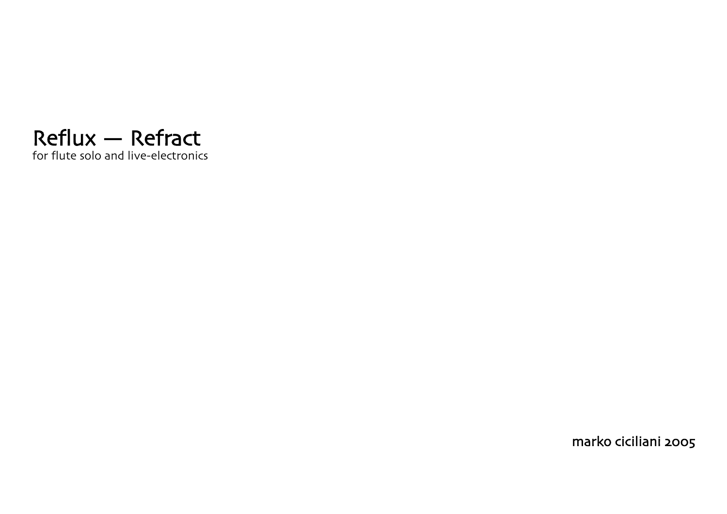# Reflux — Refract

for flute solo and live-electronics

marko ciciliani 2005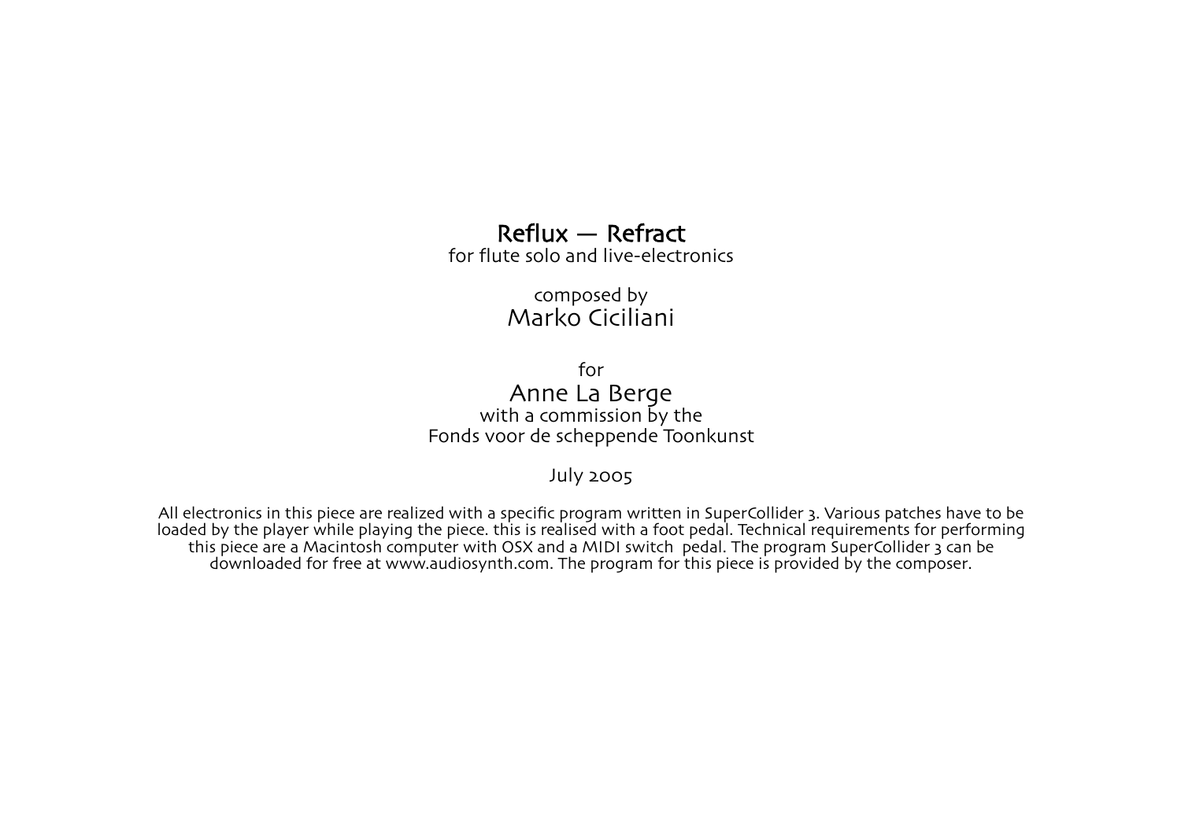# Reflux — Refract

for flute solo and live-electronics

composed by

Marko Ciciliani

for

Anne La Berge

with a commission by the

Fonds voor de scheppende Toonkunst

July 2005

All electronics in this piece are realized with a specific program written in SuperCollider 3. Various patches have to be loaded by the player while playing the piece. this is realised with a foot pedal. Technical requirements for performing this piece are a Macintosh computer with OSX and a MIDI switch pedal. The program SuperCollider 3 can be downloaded for free at www.audiosynth.com. The program for this piece is provided by the composer.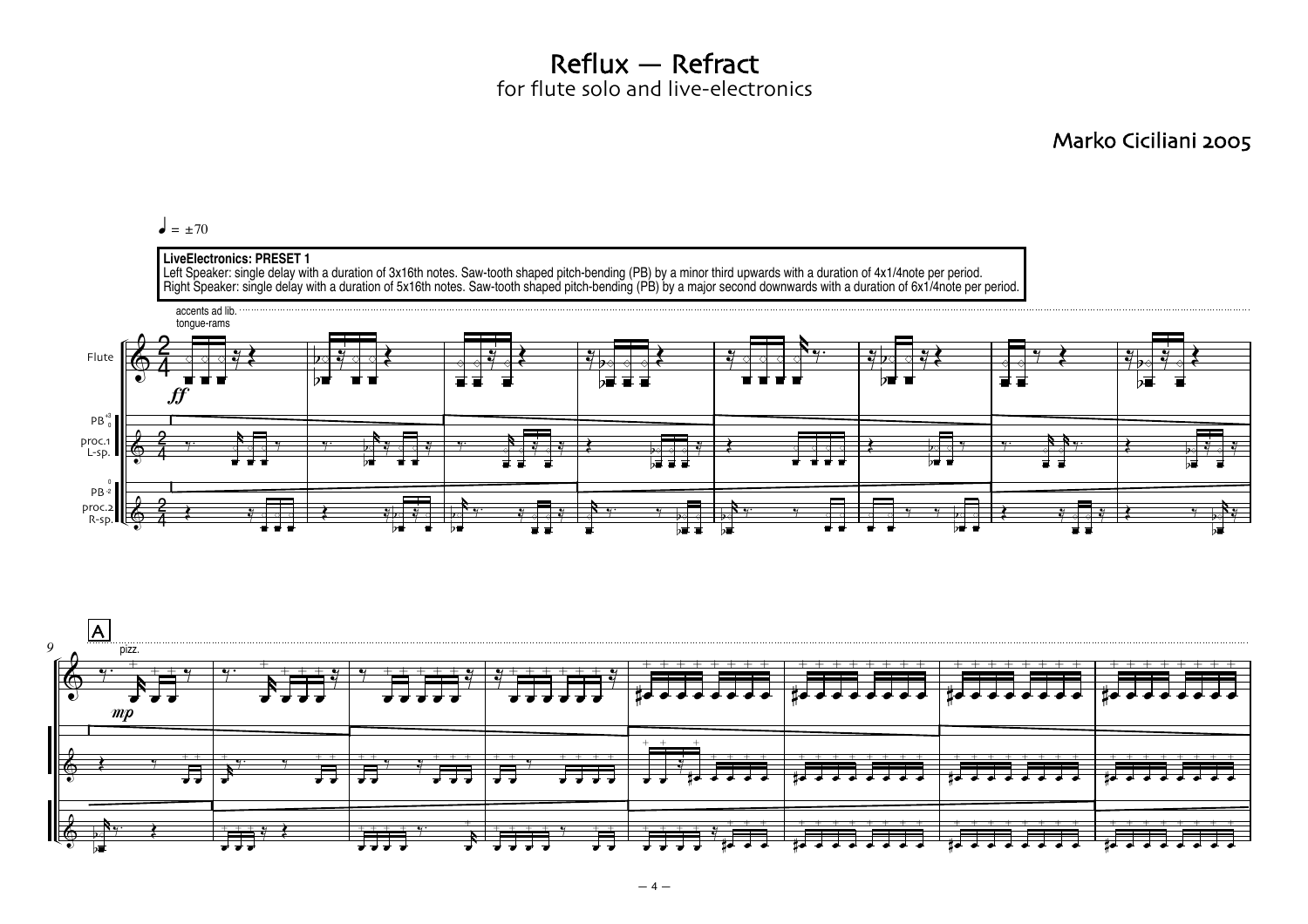# Reflux — Refract

for flute solo and live-electronics

Marko Ciciliani 2005

♩ = ±70

**LiveElectronics: PRESET 1**
Left Speaker: single delay with a duration of 3x16th notes. Saw-tooth shaped pitch-bending (PB) by a minor third upwards with a duration of 4x1/4note per period.
Right Speaker: single delay with a duration of 5x16th notes. Saw-tooth shaped pitch-bending (PB) by a major second downwards with a duration of 6x1/4note per period.

accents ad lib.
tongue-rams

Flute

*ff*

PB

proc.1
L-sp.

PB

proc.2
R-sp.

A

9

pizz.

*mp*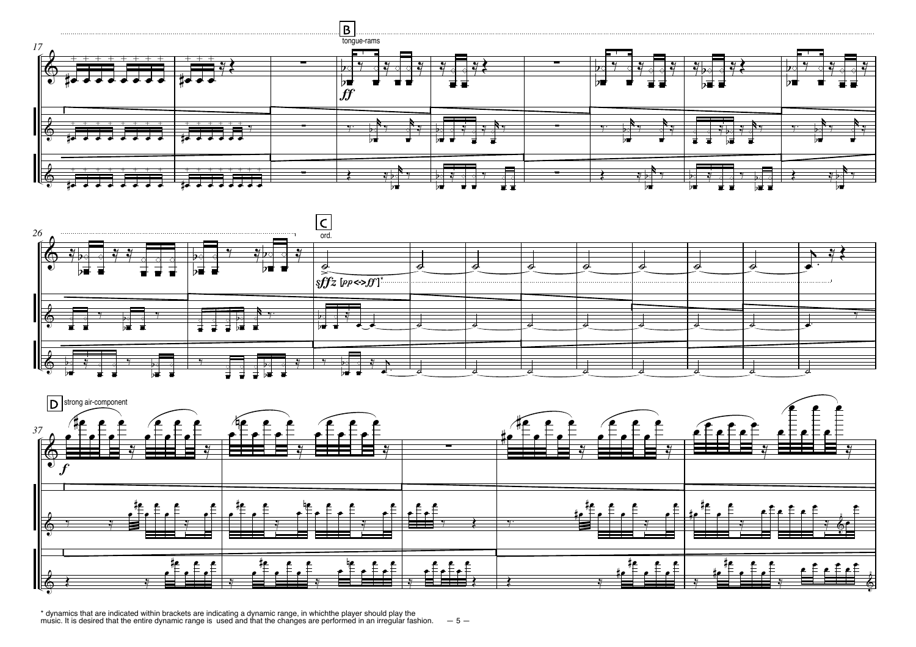B tongue-rams

*ff*

C ord.

*sffz* [*pp*<>*ff*]*

D strong air-component

*f*

\* dynamics that are indicated within brackets are indicating a dynamic range, in whichthe player should play the music. It is desired that the entire dynamic range is used and that the changes are performed in an irregular fashion.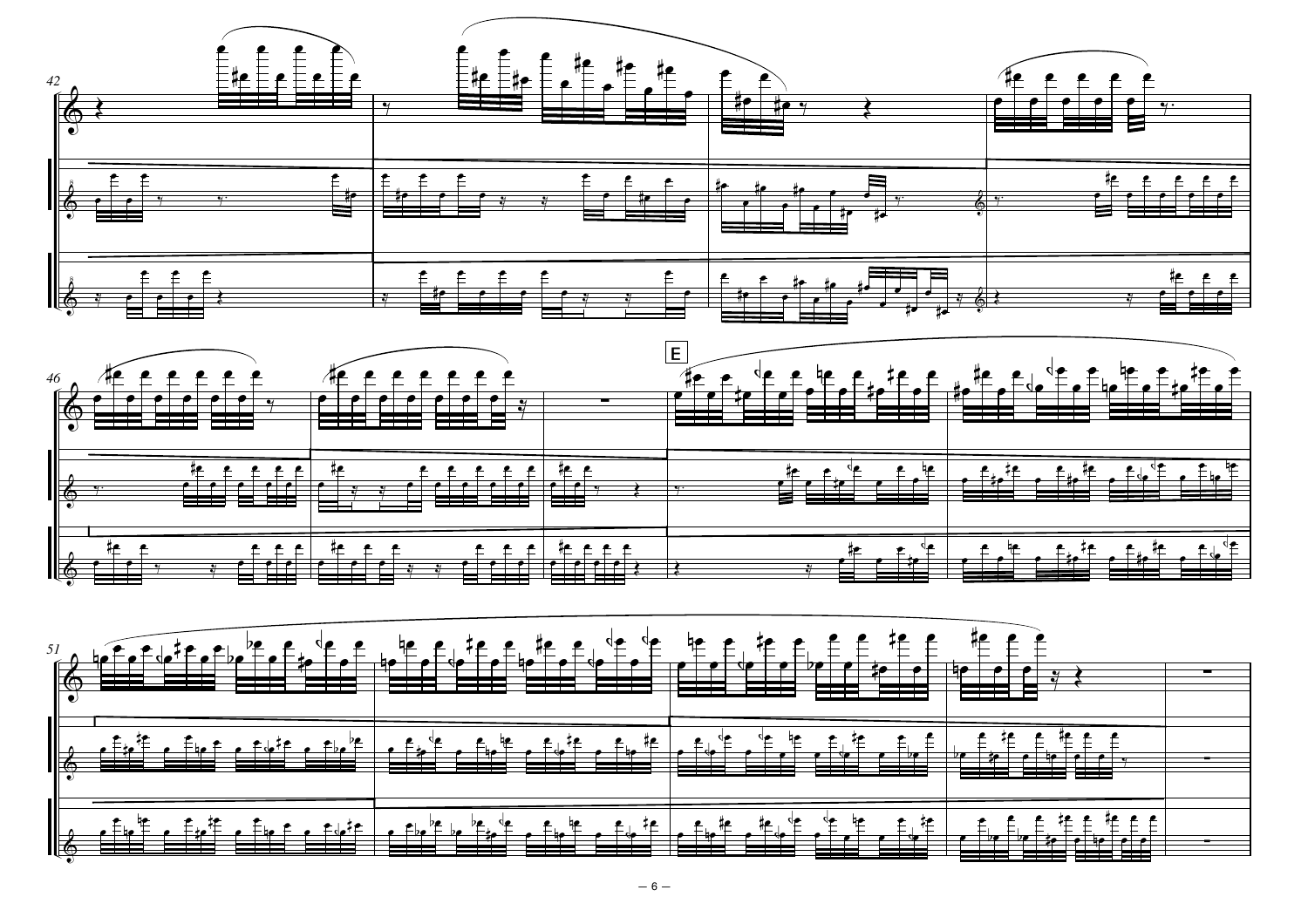42

46

E

51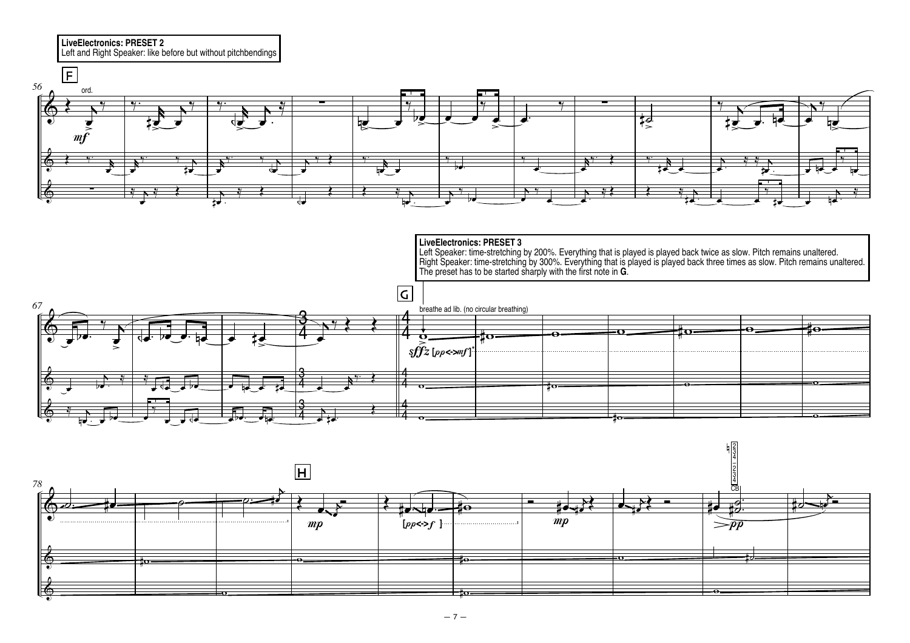**LiveElectronics: PRESET 2**
Left and Right Speaker: like before but without pitchbendings

**LiveElectronics: PRESET 3**
Left Speaker: time-stretching by 200%. Everything that is played is played back twice as slow. Pitch remains unaltered.
Right Speaker: time-stretching by 300%. Everything that is played is played back three times as slow. Pitch remains unaltered.
The preset has to be started sharply with the first note in **G**.

breathe ad lib. (no circular breathing)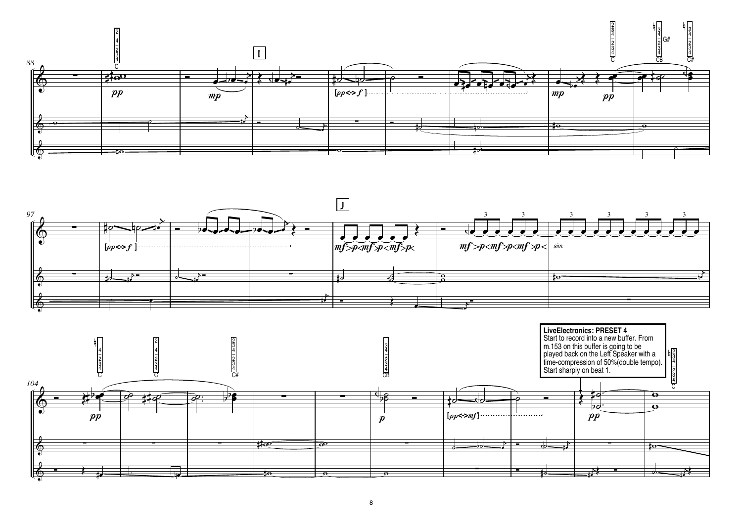**LiveElectronics: PRESET 4**
Start to record into a new buffer. From m.153 on this buffer is going to be played back on the Left Speaker with a time-compression of 50%(double tempo). Start sharply on beat 1.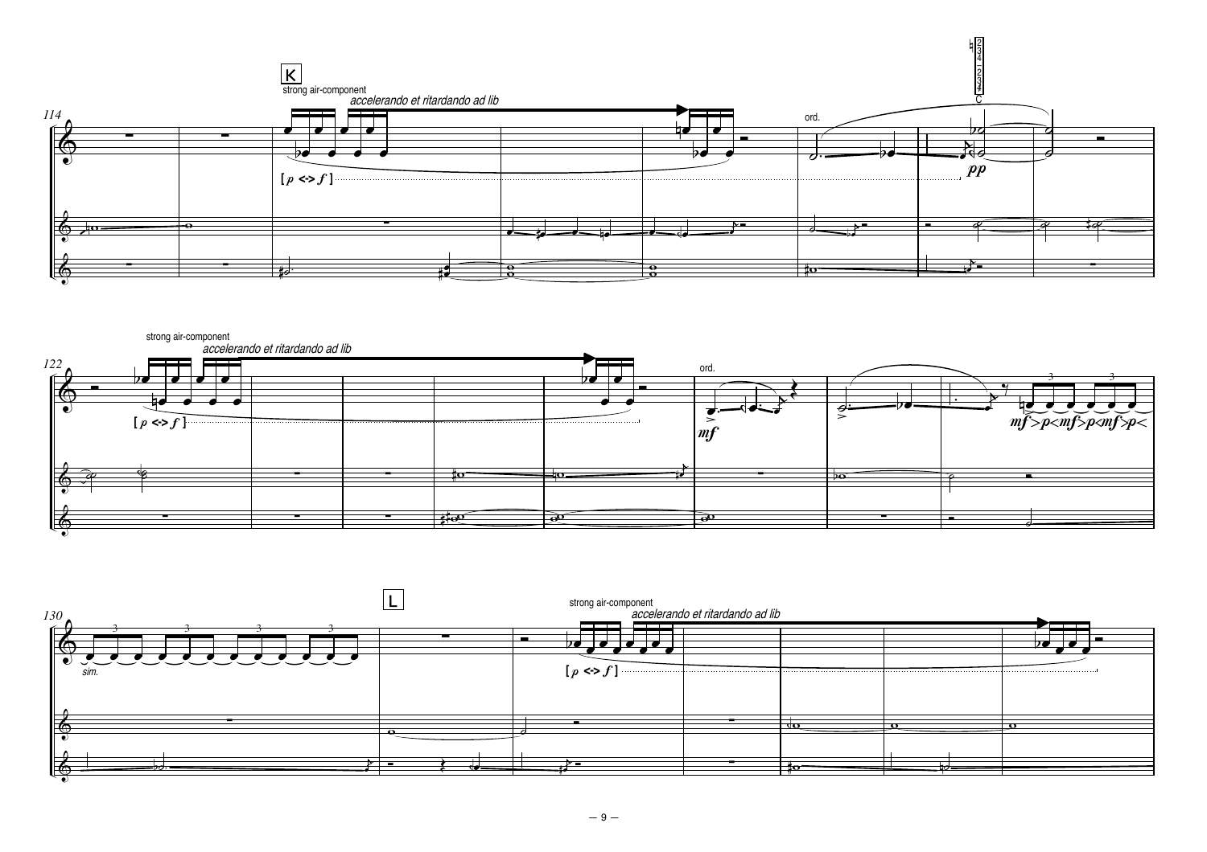114

K

strong air-component

*accelerando et ritardando ad lib*

[ *p* <> *f* ]

ord.

*pp*

122

strong air-component

*accelerando et ritardando ad lib*

[ *p* <> *f* ]

ord.

*mf*

*mf* > *p* < *mf* > *p* < *mf* > *p* <

130

*sim.*

L

strong air-component

*accelerando et ritardando ad lib*

[ *p* <> *f* ]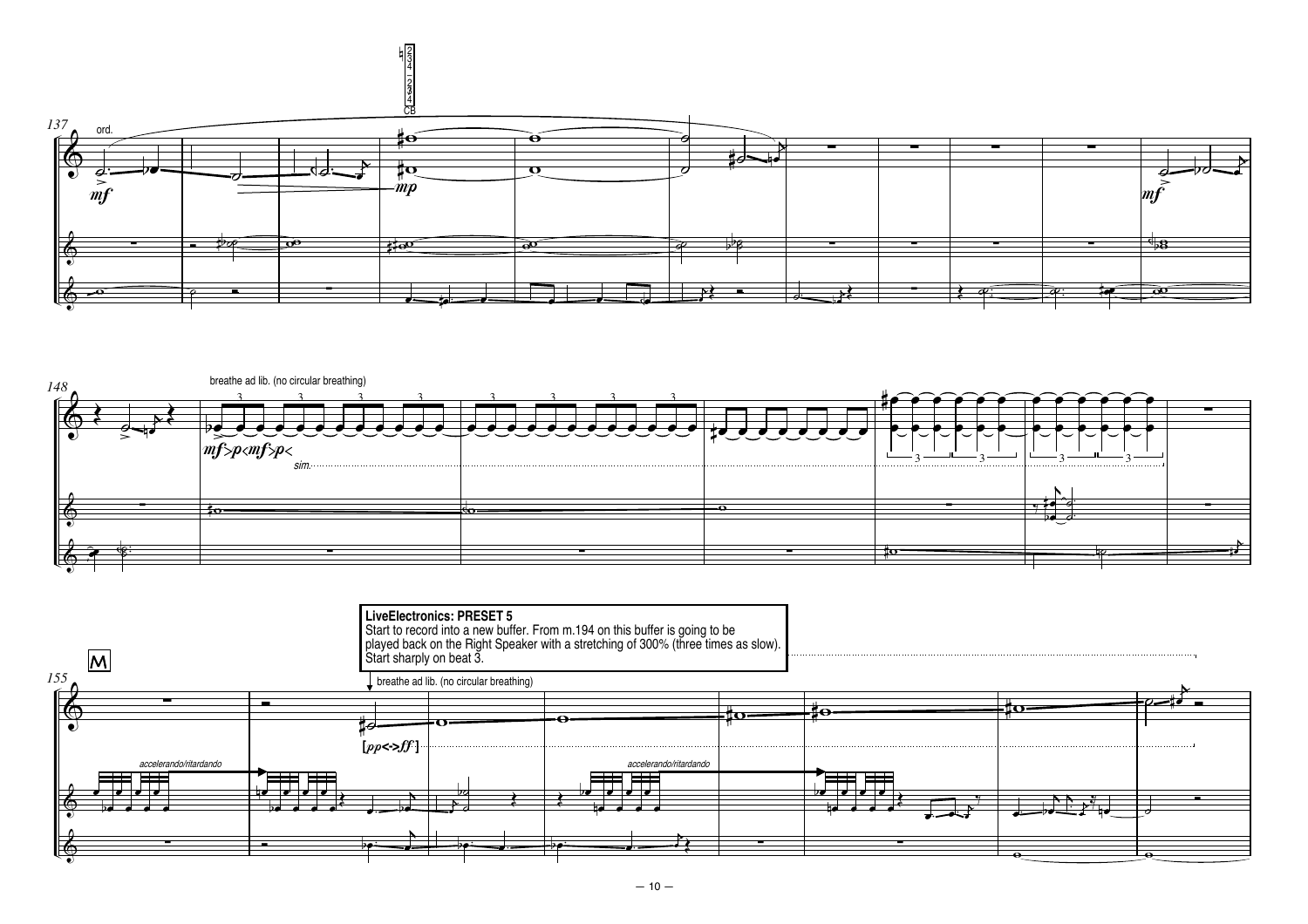137

ord.

148

breathe ad lib. (no circular breathing)

*sim.*

M

155

**LiveElectronics: PRESET 5**
Start to record into a new buffer. From m.194 on this buffer is going to be played back on the Right Speaker with a stretching of 300% (three times as slow). Start sharply on beat 3.

breathe ad lib. (no circular breathing)

*accelerando/ritardando*

*accelerando/ritardando*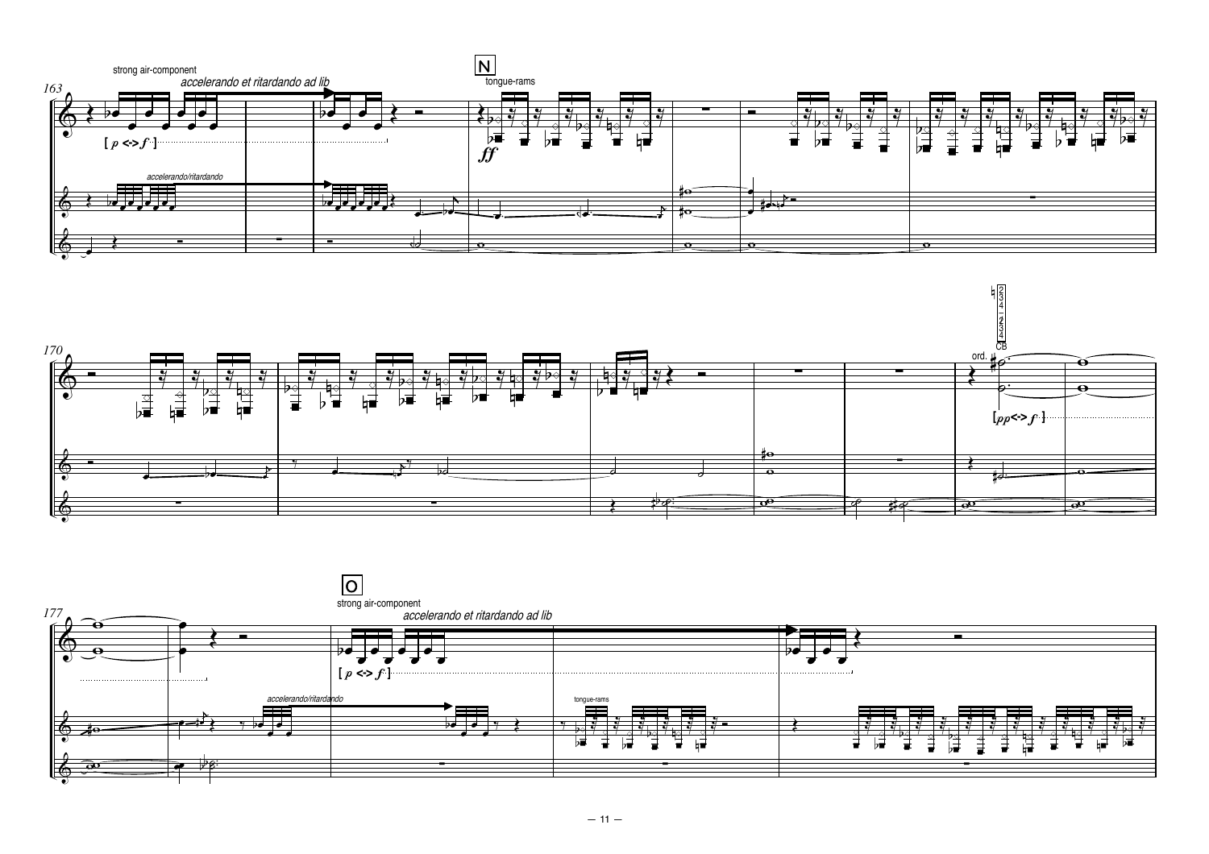163

strong air-component

*accelerando et ritardando ad lib*

[ *p* <> *f* ]

*accelerando/ritardando*

N

tongue-rams

*ff*

170

ord.

CB

[ *pp* <> *f* ]

177

O

strong air-component

*accelerando et ritardando ad lib*

[ *p* <> *f* ]

*accelerando/ritardando*

tongue-rams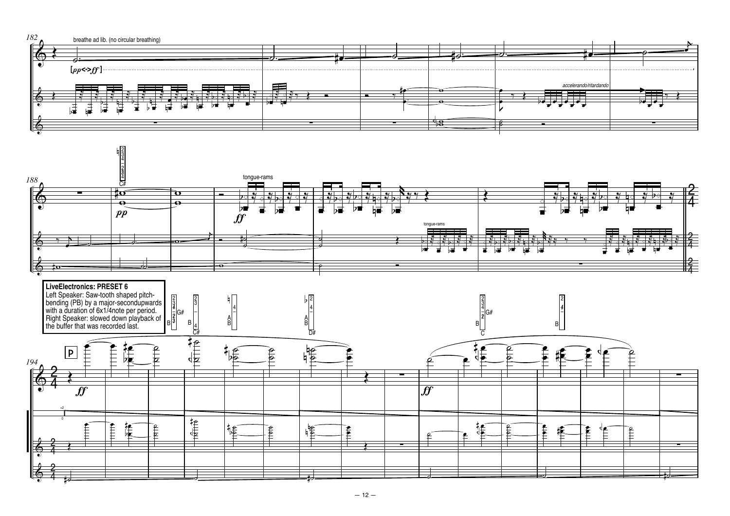breathe ad lib. (no circular breathing)

[*pp*<>*ff*]

*accelerando/ritardando*

tongue-rams

tongue-rams

**LiveElectronics: PRESET 6**
Left Speaker: Saw-tooth shaped pitch-bending (PB) by a major-secondupwards with a duration of 6x1/4note per period.
Right Speaker: slowed down playback of the buffer that was recorded last.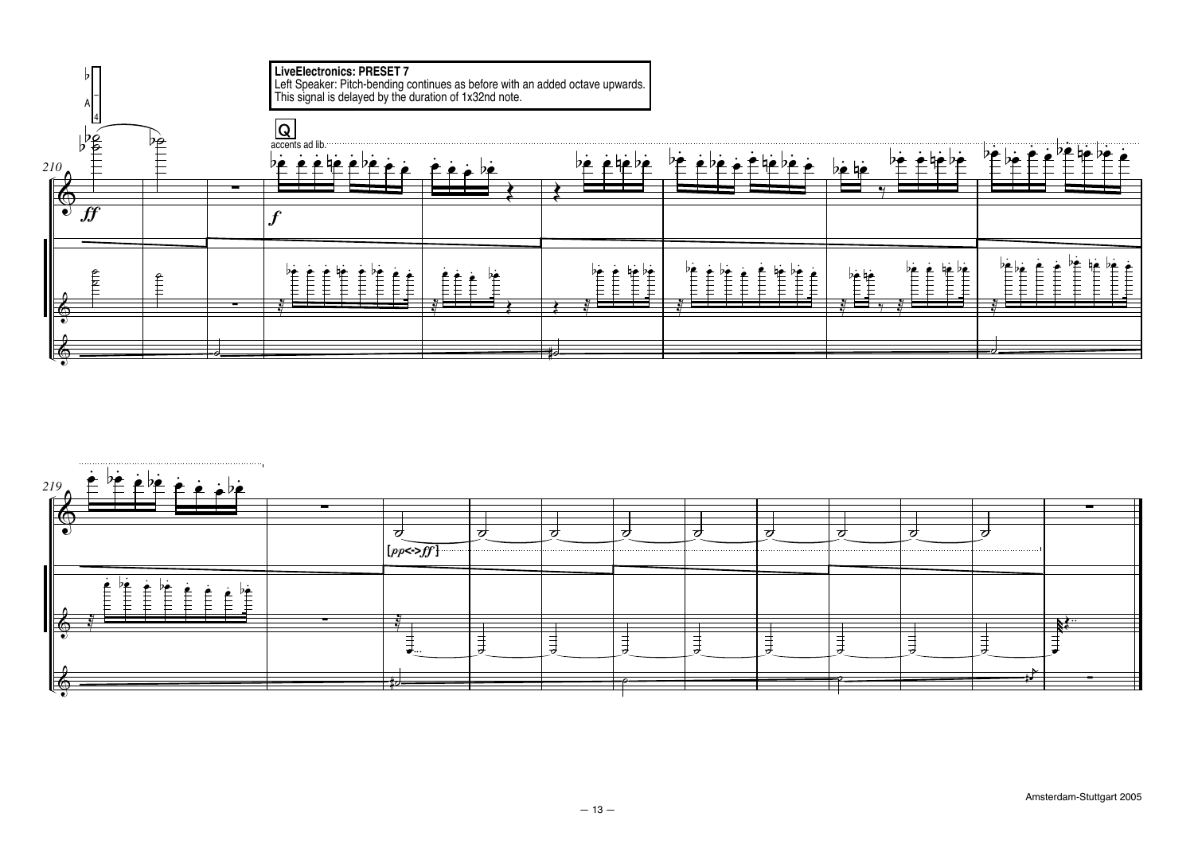**LiveElectronics: PRESET 7**
Left Speaker: Pitch-bending continues as before with an added octave upwards.
This signal is delayed by the duration of 1x32nd note.

Amsterdam-Stuttgart 2005